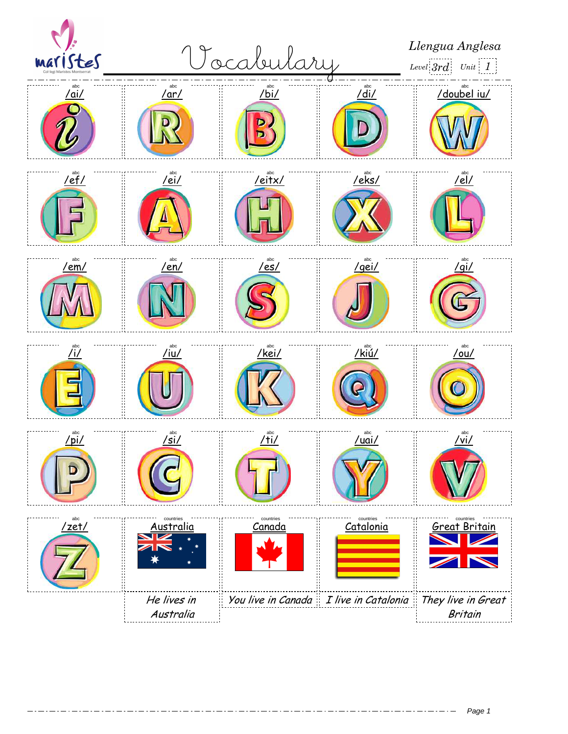# Vocabulary

*Llengua Anglesa*

*Level* 3rd *Unit* 1

| abc | abc | abc | abc | abc |
|---|---|---|---|---|
| /ai/ | /ar/ | /bi/ | /di/ | /doubel iu/ |
| i | R | B | D | W |

| abc | abc | abc | abc | abc |
|---|---|---|---|---|
| /ef/ | /ei/ | /eitx/ | /eks/ | /el/ |
| F | A | H | X | L |

| abc | abc | abc | abc | abc |
|---|---|---|---|---|
| /em/ | /en/ | /es/ | /gei/ | /gi/ |
| M | N | S | J | G |

| abc | abc | abc | abc | abc |
|---|---|---|---|---|
| /i/ | /iu/ | /kei/ | /kiú/ | /ou/ |
| E | U | K | Q | O |

| abc | abc | abc | abc | abc |
|---|---|---|---|---|
| /pi/ | /si/ | /ti/ | /uai/ | /vi/ |
| P | C | T | Y | V |

| abc | countries | countries | countries | countries |
|---|---|---|---|---|
| /zet/ | Australia | Canada | Catalonia | Great Britain |
| Z | | | | |
| | *He lives in Australia* | *You live in Canada* | *I live in Catalonia* | *They live in Great Britain* |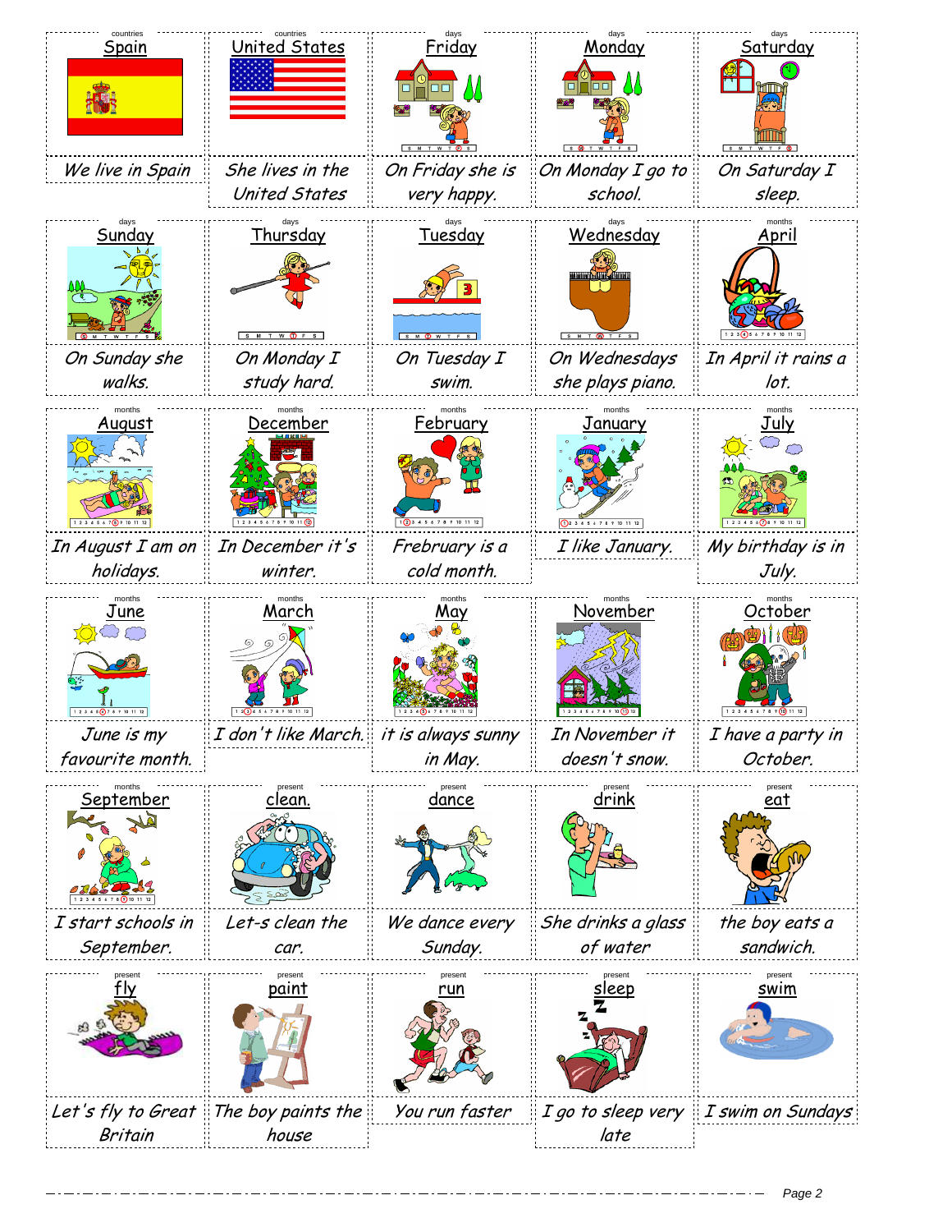| | | | | |
|---|---|---|---|---|
| countries<br>Spain | countries<br>United States | days<br>Friday | days<br>Monday | days<br>Saturday |
| We live in Spain | She lives in the United States | On Friday she is very happy. | On Monday I go to school. | On Saturday I sleep. |
| days<br>Sunday | days<br>Thursday | days<br>Tuesday | days<br>Wednesday | months<br>April |
| On Sunday she walks. | On Monday I study hard. | On Tuesday I swim. | On Wednesdays she plays piano. | In April it rains a lot. |
| months<br>August | months<br>December | months<br>February | months<br>January | months<br>July |
| In August I am on holidays. | In December it's winter. | Frebruary is a cold month. | I like January. | My birthday is in July. |
| months<br>June | months<br>March | months<br>May | months<br>November | months<br>October |
| June is my favourite month. | I don't like March. | it is always sunny in May. | In November it doesn't snow. | I have a party in October. |
| months<br>September | present<br>clean. | present<br>dance | present<br>drink | present<br>eat |
| I start schools in September. | Let-s clean the car. | We dance every Sunday. | She drinks a glass of water | the boy eats a sandwich. |
| present<br>fly | present<br>paint | present<br>run | present<br>sleep | present<br>swim |
| Let's fly to Great Britain | The boy paints the house | You run faster | I go to sleep very late | I swim on Sundays |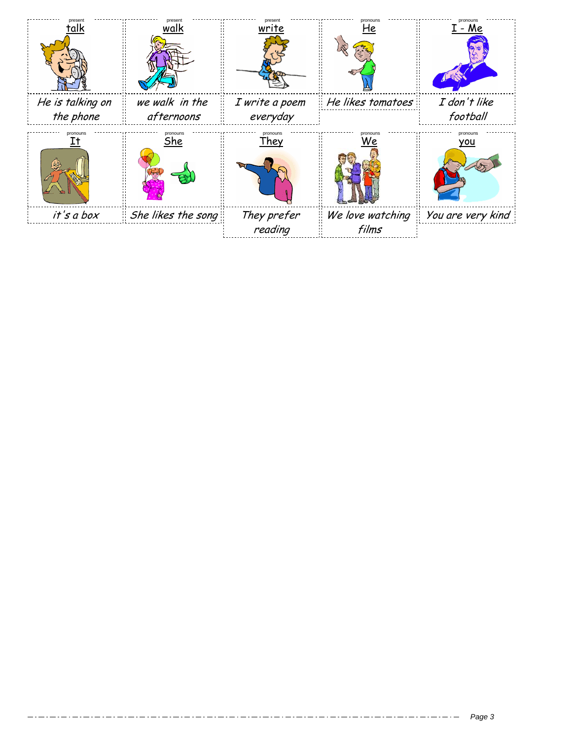| | | | | |
|---|---|---|---|---|
| present **talk** | present **walk** | present **write** | pronouns **He** | pronouns **I - Me** |
| *He is talking on the phone* | *we walk in the afternoons* | *I write a poem everyday* | *He likes tomatoes* | *I don't like football* |
| pronouns **It** | pronouns **She** | pronouns **They** | pronouns **We** | pronouns **you** |
| *it's a box* | *She likes the song* | *They prefer reading* | *We love watching films* | *You are very kind* |